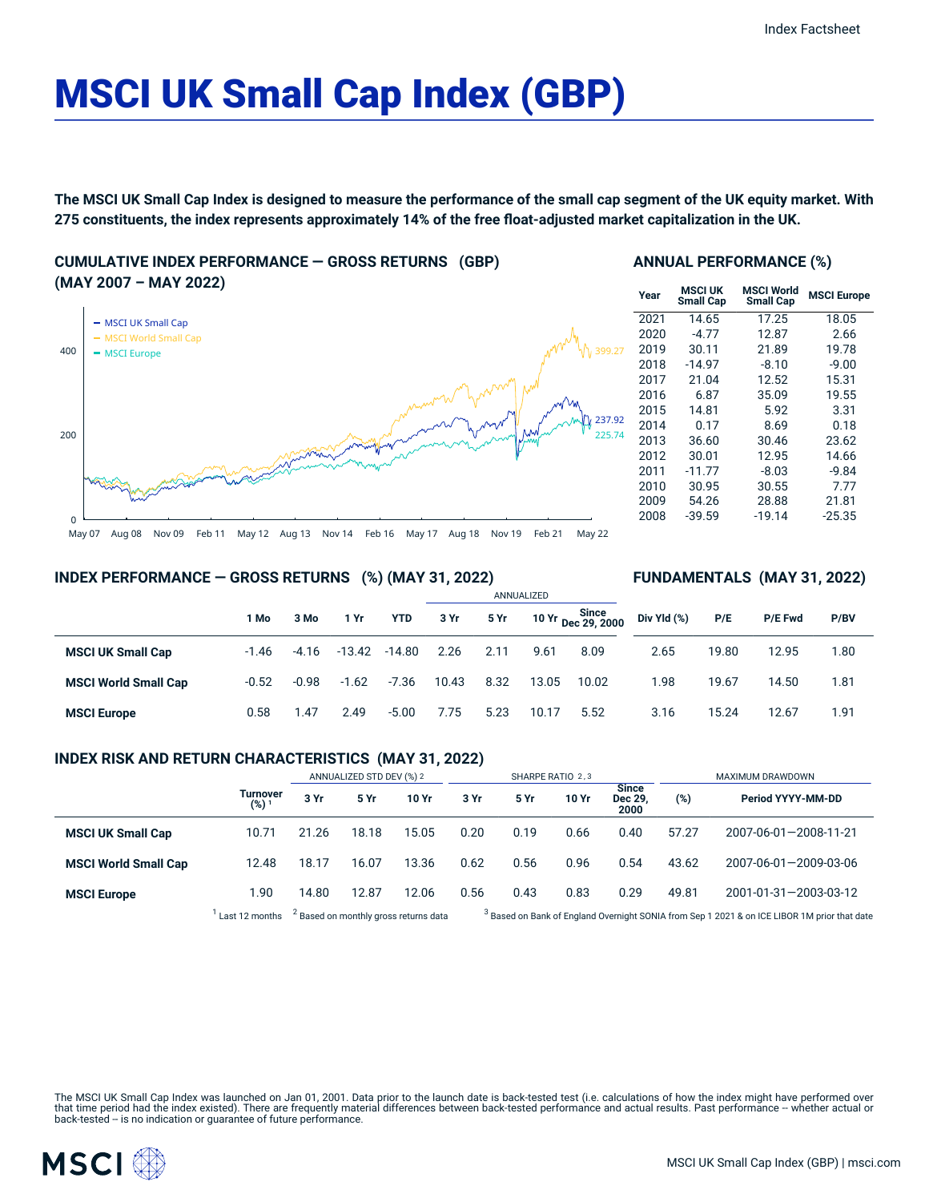# MSCI UK Small Cap Index (GBP)

**The MSCI UK Small Cap Index is designed to measure the performance of the small cap segment of the UK equity market. With 275 constituents, the index represents approximately 14% of the free float-adjusted market capitalization in the UK.**

## CUMULATIVE INDEX PERFORMANCE — GROSS RETURNS (GBP) (MAY 2007 – MAY 2022)

- MSCI UK Small Cap: 237.92
- MSCI World Small Cap: 399.27
- MSCI Europe: 225.74

## ANNUAL PERFORMANCE (%)

| Year | MSCI UK Small Cap | MSCI World Small Cap | MSCI Europe |
|---|---|---|---|
| 2021 | 14.65 | 17.25 | 18.05 |
| 2020 | -4.77 | 12.87 | 2.66 |
| 2019 | 30.11 | 21.89 | 19.78 |
| 2018 | -14.97 | -8.10 | -9.00 |
| 2017 | 21.04 | 12.52 | 15.31 |
| 2016 | 6.87 | 35.09 | 19.55 |
| 2015 | 14.81 | 5.92 | 3.31 |
| 2014 | 0.17 | 8.69 | 0.18 |
| 2013 | 36.60 | 30.46 | 23.62 |
| 2012 | 30.01 | 12.95 | 14.66 |
| 2011 | -11.77 | -8.03 | -9.84 |
| 2010 | 30.95 | 30.55 | 7.77 |
| 2009 | 54.26 | 28.88 | 21.81 |
| 2008 | -39.59 | -19.14 | -25.35 |

## INDEX PERFORMANCE — GROSS RETURNS (%) (MAY 31, 2022)

| | | | | | ANNUALIZED | | | |
|---|---|---|---|---|---|---|---|---|
| | 1 Mo | 3 Mo | 1 Yr | YTD | 3 Yr | 5 Yr | 10 Yr | Since Dec 29, 2000 |
| **MSCI UK Small Cap** | -1.46 | -4.16 | -13.42 | -14.80 | 2.26 | 2.11 | 9.61 | 8.09 |
| **MSCI World Small Cap** | -0.52 | -0.98 | -1.62 | -7.36 | 10.43 | 8.32 | 13.05 | 10.02 |
| **MSCI Europe** | 0.58 | 1.47 | 2.49 | -5.00 | 7.75 | 5.23 | 10.17 | 5.52 |

## FUNDAMENTALS (MAY 31, 2022)

| | Div Yld (%) | P/E | P/E Fwd | P/BV |
|---|---|---|---|---|
| **MSCI UK Small Cap** | 2.65 | 19.80 | 12.95 | 1.80 |
| **MSCI World Small Cap** | 1.98 | 19.67 | 14.50 | 1.81 |
| **MSCI Europe** | 3.16 | 15.24 | 12.67 | 1.91 |

## INDEX RISK AND RETURN CHARACTERISTICS (MAY 31, 2022)

| | | ANNUALIZED STD DEV (%) [2] | | | SHARPE RATIO [2,3] | | | | MAXIMUM DRAWDOWN | |
|---|---|---|---|---|---|---|---|---|---|---|
| | Turnover (%) [1] | 3 Yr | 5 Yr | 10 Yr | 3 Yr | 5 Yr | 10 Yr | Since Dec 29, 2000 | (%) | Period YYYY-MM-DD |
| **MSCI UK Small Cap** | 10.71 | 21.26 | 18.18 | 15.05 | 0.20 | 0.19 | 0.66 | 0.40 | 57.27 | 2007-06-01—2008-11-21 |
| **MSCI World Small Cap** | 12.48 | 18.17 | 16.07 | 13.36 | 0.62 | 0.56 | 0.96 | 0.54 | 43.62 | 2007-06-01—2009-03-06 |
| **MSCI Europe** | 1.90 | 14.80 | 12.87 | 12.06 | 0.56 | 0.43 | 0.83 | 0.29 | 49.81 | 2001-01-31—2003-03-12 |

[1] Last 12 months [2] Based on monthly gross returns data [3] Based on Bank of England Overnight SONIA from Sep 1 2021 & on ICE LIBOR 1M prior that date

The MSCI UK Small Cap Index was launched on Jan 01, 2001. Data prior to the launch date is back-tested test (i.e. calculations of how the index might have performed over that time period had the index existed). There are frequently material differences between back-tested performance and actual results. Past performance -- whether actual or back-tested -- is no indication or guarantee of future performance.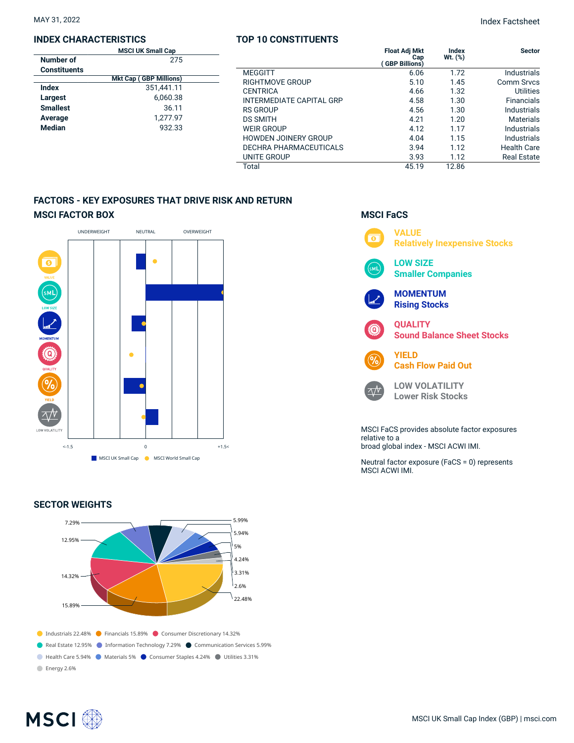MAY 31, 2022

Index Factsheet

## INDEX CHARACTERISTICS

| | MSCI UK Small Cap |
|---|---|
| **Number of Constituents** | 275 |
| | **Mkt Cap ( GBP Millions)** |
| **Index** | 351,441.11 |
| **Largest** | 6,060.38 |
| **Smallest** | 36.11 |
| **Average** | 1,277.97 |
| **Median** | 932.33 |

## TOP 10 CONSTITUENTS

| | Float Adj Mkt Cap ( GBP Billions) | Index Wt. (%) | Sector |
|---|---|---|---|
| MEGGITT | 6.06 | 1.72 | Industrials |
| RIGHTMOVE GROUP | 5.10 | 1.45 | Comm Srvcs |
| CENTRICA | 4.66 | 1.32 | Utilities |
| INTERMEDIATE CAPITAL GRP | 4.58 | 1.30 | Financials |
| RS GROUP | 4.56 | 1.30 | Industrials |
| DS SMITH | 4.21 | 1.20 | Materials |
| WEIR GROUP | 4.12 | 1.17 | Industrials |
| HOWDEN JOINERY GROUP | 4.04 | 1.15 | Industrials |
| DECHRA PHARMACEUTICALS | 3.94 | 1.12 | Health Care |
| UNITE GROUP | 3.93 | 1.12 | Real Estate |
| Total | 45.19 | 12.86 | |

## FACTORS - KEY EXPOSURES THAT DRIVE RISK AND RETURN

### MSCI FACTOR BOX

UNDERWEIGHT NEUTRAL OVERWEIGHT

VALUE, LOW SIZE, MOMENTUM, QUALITY, YIELD, LOW VOLATILITY

<-1.5 0 +1.5<

■ MSCI UK Small Cap ● MSCI World Small Cap

### MSCI FaCS

**VALUE**
Relatively Inexpensive Stocks

**LOW SIZE**
Smaller Companies

**MOMENTUM**
Rising Stocks

**QUALITY**
Sound Balance Sheet Stocks

**YIELD**
Cash Flow Paid Out

**LOW VOLATILITY**
Lower Risk Stocks

MSCI FaCS provides absolute factor exposures relative to a broad global index - MSCI ACWI IMI.

Neutral factor exposure (FaCS = 0) represents MSCI ACWI IMI.

## SECTOR WEIGHTS

- Industrials 22.48%
- Financials 15.89%
- Consumer Discretionary 14.32%
- Real Estate 12.95%
- Information Technology 7.29%
- Communication Services 5.99%
- Health Care 5.94%
- Materials 5%
- Consumer Staples 4.24%
- Utilities 3.31%
- Energy 2.6%

MSCI UK Small Cap Index (GBP) | msci.com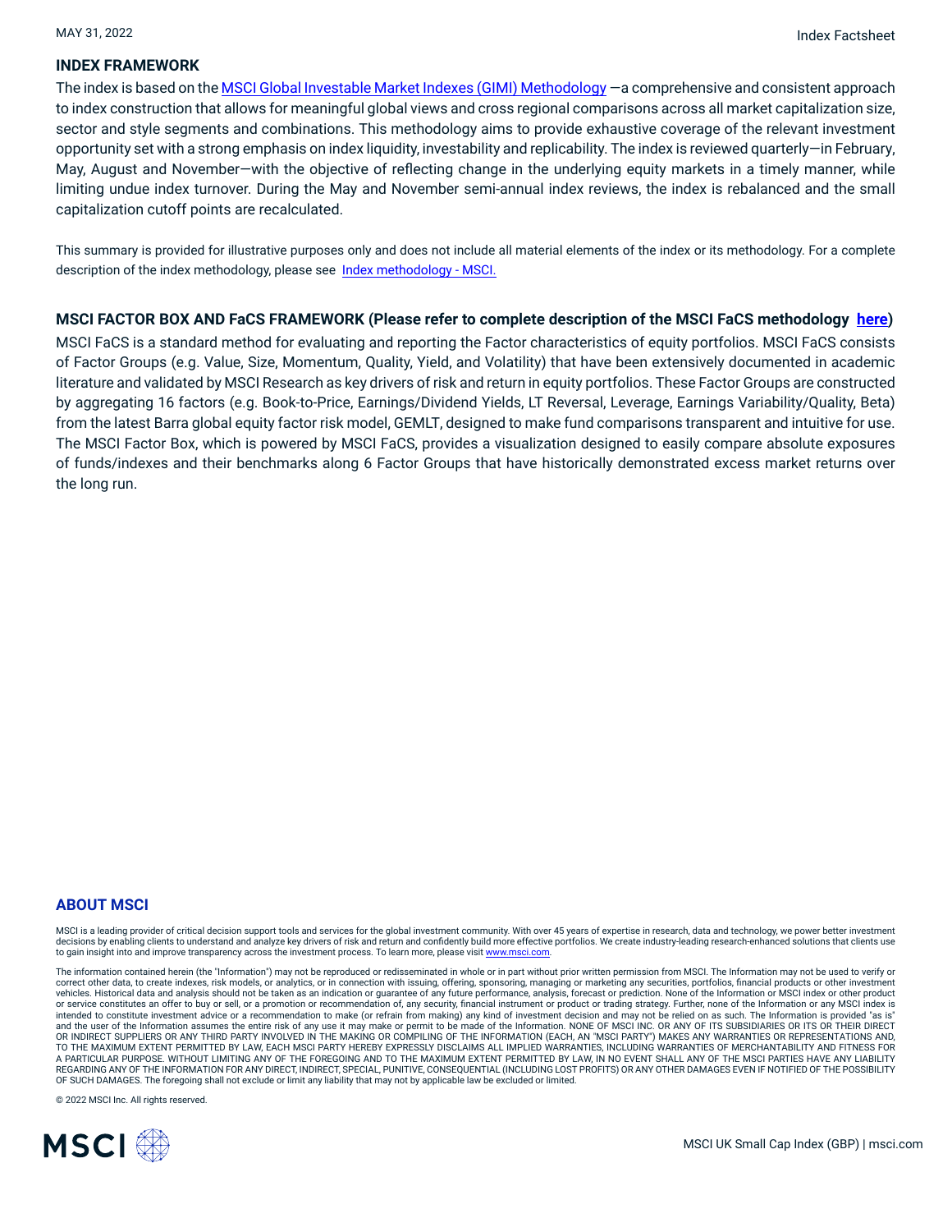## INDEX FRAMEWORK

The index is based on the [MSCI Global Investable Market Indexes (GIMI) Methodology](#) —a comprehensive and consistent approach to index construction that allows for meaningful global views and cross regional comparisons across all market capitalization size, sector and style segments and combinations. This methodology aims to provide exhaustive coverage of the relevant investment opportunity set with a strong emphasis on index liquidity, investability and replicability. The index is reviewed quarterly—in February, May, August and November—with the objective of reflecting change in the underlying equity markets in a timely manner, while limiting undue index turnover. During the May and November semi-annual index reviews, the index is rebalanced and the small capitalization cutoff points are recalculated.

This summary is provided for illustrative purposes only and does not include all material elements of the index or its methodology. For a complete description of the index methodology, please see [Index methodology - MSCI.](#)

## MSCI FACTOR BOX AND FaCS FRAMEWORK (Please refer to complete description of the MSCI FaCS methodology [here](#))

MSCI FaCS is a standard method for evaluating and reporting the Factor characteristics of equity portfolios. MSCI FaCS consists of Factor Groups (e.g. Value, Size, Momentum, Quality, Yield, and Volatility) that have been extensively documented in academic literature and validated by MSCI Research as key drivers of risk and return in equity portfolios. These Factor Groups are constructed by aggregating 16 factors (e.g. Book-to-Price, Earnings/Dividend Yields, LT Reversal, Leverage, Earnings Variability/Quality, Beta) from the latest Barra global equity factor risk model, GEMLT, designed to make fund comparisons transparent and intuitive for use. The MSCI Factor Box, which is powered by MSCI FaCS, provides a visualization designed to easily compare absolute exposures of funds/indexes and their benchmarks along 6 Factor Groups that have historically demonstrated excess market returns over the long run.

## ABOUT MSCI

MSCI is a leading provider of critical decision support tools and services for the global investment community. With over 45 years of expertise in research, data and technology, we power better investment decisions by enabling clients to understand and analyze key drivers of risk and return and confidently build more effective portfolios. We create industry-leading research-enhanced solutions that clients use to gain insight into and improve transparency across the investment process. To learn more, please visit [www.msci.com](#).

The information contained herein (the "Information") may not be reproduced or redisseminated in whole or in part without prior written permission from MSCI. The Information may not be used to verify or correct other data, to create indexes, risk models, or analytics, or in connection with issuing, offering, sponsoring, managing or marketing any securities, portfolios, financial products or other investment vehicles. Historical data and analysis should not be taken as an indication or guarantee of any future performance, analysis, forecast or prediction. None of the Information or MSCI index or other product or service constitutes an offer to buy or sell, or a promotion or recommendation of, any security, financial instrument or product or trading strategy. Further, none of the Information or any MSCI index is intended to constitute investment advice or a recommendation to make (or refrain from making) any kind of investment decision and may not be relied on as such. The Information is provided "as is" and the user of the Information assumes the entire risk of any use it may make or permit to be made of the Information. NONE OF MSCI INC. OR ANY OF ITS SUBSIDIARIES OR ITS OR THEIR DIRECT OR INDIRECT SUPPLIERS OR ANY THIRD PARTY INVOLVED IN THE MAKING OR COMPILING OF THE INFORMATION (EACH, AN "MSCI PARTY") MAKES ANY WARRANTIES OR REPRESENTATIONS AND, TO THE MAXIMUM EXTENT PERMITTED BY LAW, EACH MSCI PARTY HEREBY EXPRESSLY DISCLAIMS ALL IMPLIED WARRANTIES, INCLUDING WARRANTIES OF MERCHANTABILITY AND FITNESS FOR A PARTICULAR PURPOSE. WITHOUT LIMITING ANY OF THE FOREGOING AND TO THE MAXIMUM EXTENT PERMITTED BY LAW, IN NO EVENT SHALL ANY OF THE MSCI PARTIES HAVE ANY LIABILITY REGARDING ANY OF THE INFORMATION FOR ANY DIRECT, INDIRECT, SPECIAL, PUNITIVE, CONSEQUENTIAL (INCLUDING LOST PROFITS) OR ANY OTHER DAMAGES EVEN IF NOTIFIED OF THE POSSIBILITY OF SUCH DAMAGES. The foregoing shall not exclude or limit any liability that may not by applicable law be excluded or limited.

© 2022 MSCI Inc. All rights reserved.